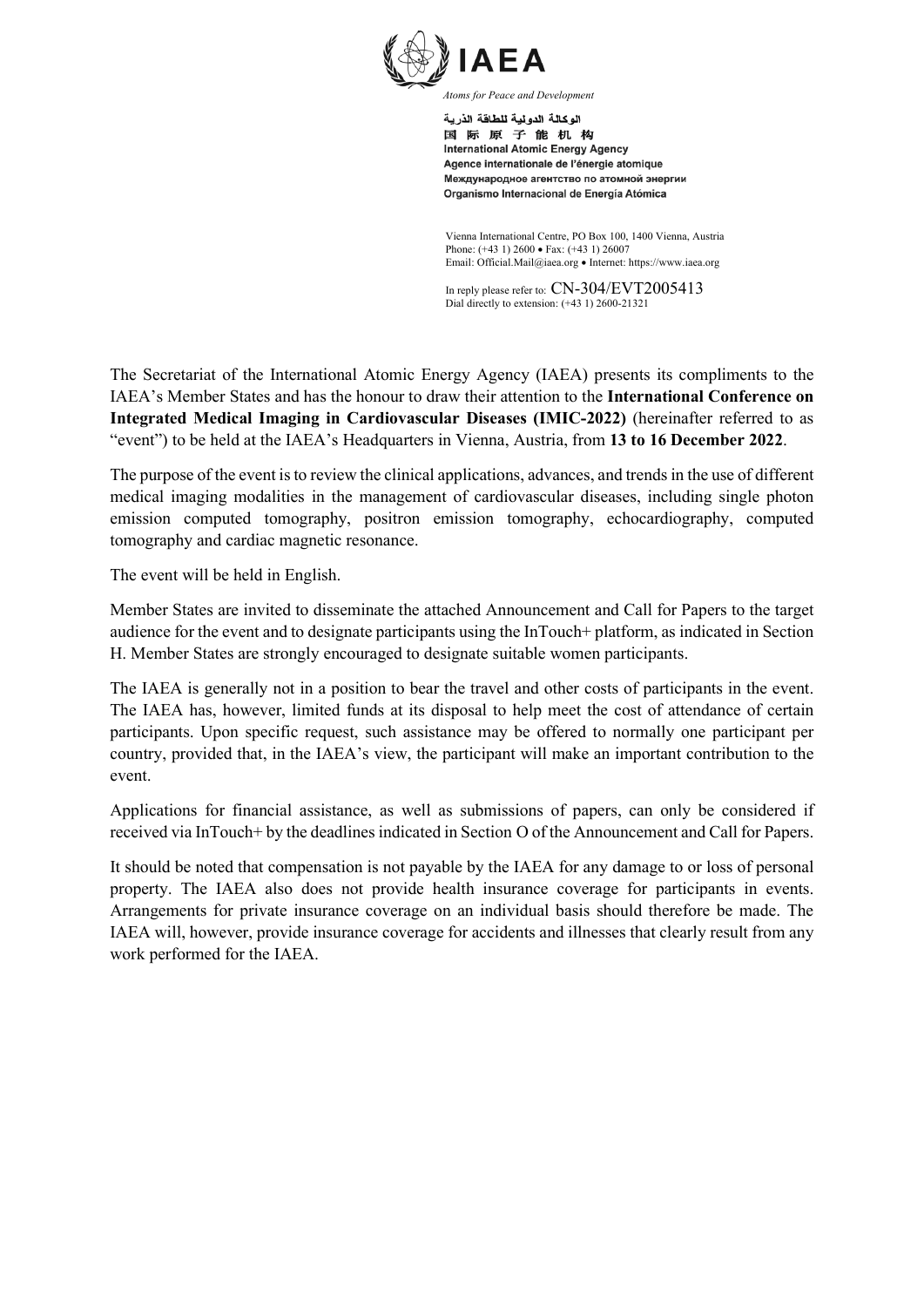IAEA

*Atoms for Peace and Development*

الوكالة الدولية للطاقة الذرية
国际原子能机构
International Atomic Energy Agency
Agence internationale de l'énergie atomique
Международное агентство по атомной энергии
Organismo Internacional de Energía Atómica

Vienna International Centre, PO Box 100, 1400 Vienna, Austria
Phone: (+43 1) 2600 • Fax: (+43 1) 26007
Email: Official.Mail@iaea.org • Internet: https://www.iaea.org

In reply please refer to: CN-304/EVT2005413
Dial directly to extension: (+43 1) 2600-21321

The Secretariat of the International Atomic Energy Agency (IAEA) presents its compliments to the IAEA's Member States and has the honour to draw their attention to the **International Conference on Integrated Medical Imaging in Cardiovascular Diseases (IMIC-2022)** (hereinafter referred to as "event") to be held at the IAEA's Headquarters in Vienna, Austria, from **13 to 16 December 2022**.

The purpose of the event is to review the clinical applications, advances, and trends in the use of different medical imaging modalities in the management of cardiovascular diseases, including single photon emission computed tomography, positron emission tomography, echocardiography, computed tomography and cardiac magnetic resonance.

The event will be held in English.

Member States are invited to disseminate the attached Announcement and Call for Papers to the target audience for the event and to designate participants using the InTouch+ platform, as indicated in Section H. Member States are strongly encouraged to designate suitable women participants.

The IAEA is generally not in a position to bear the travel and other costs of participants in the event. The IAEA has, however, limited funds at its disposal to help meet the cost of attendance of certain participants. Upon specific request, such assistance may be offered to normally one participant per country, provided that, in the IAEA's view, the participant will make an important contribution to the event.

Applications for financial assistance, as well as submissions of papers, can only be considered if received via InTouch+ by the deadlines indicated in Section O of the Announcement and Call for Papers.

It should be noted that compensation is not payable by the IAEA for any damage to or loss of personal property. The IAEA also does not provide health insurance coverage for participants in events. Arrangements for private insurance coverage on an individual basis should therefore be made. The IAEA will, however, provide insurance coverage for accidents and illnesses that clearly result from any work performed for the IAEA.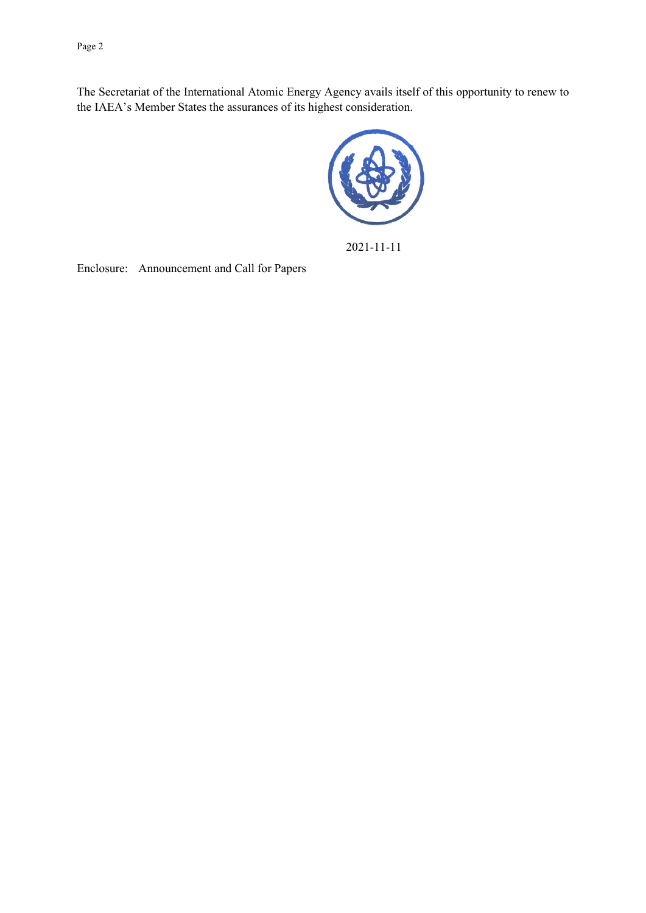The Secretariat of the International Atomic Energy Agency avails itself of this opportunity to renew to the IAEA's Member States the assurances of its highest consideration.

2021-11-11

Enclosure: Announcement and Call for Papers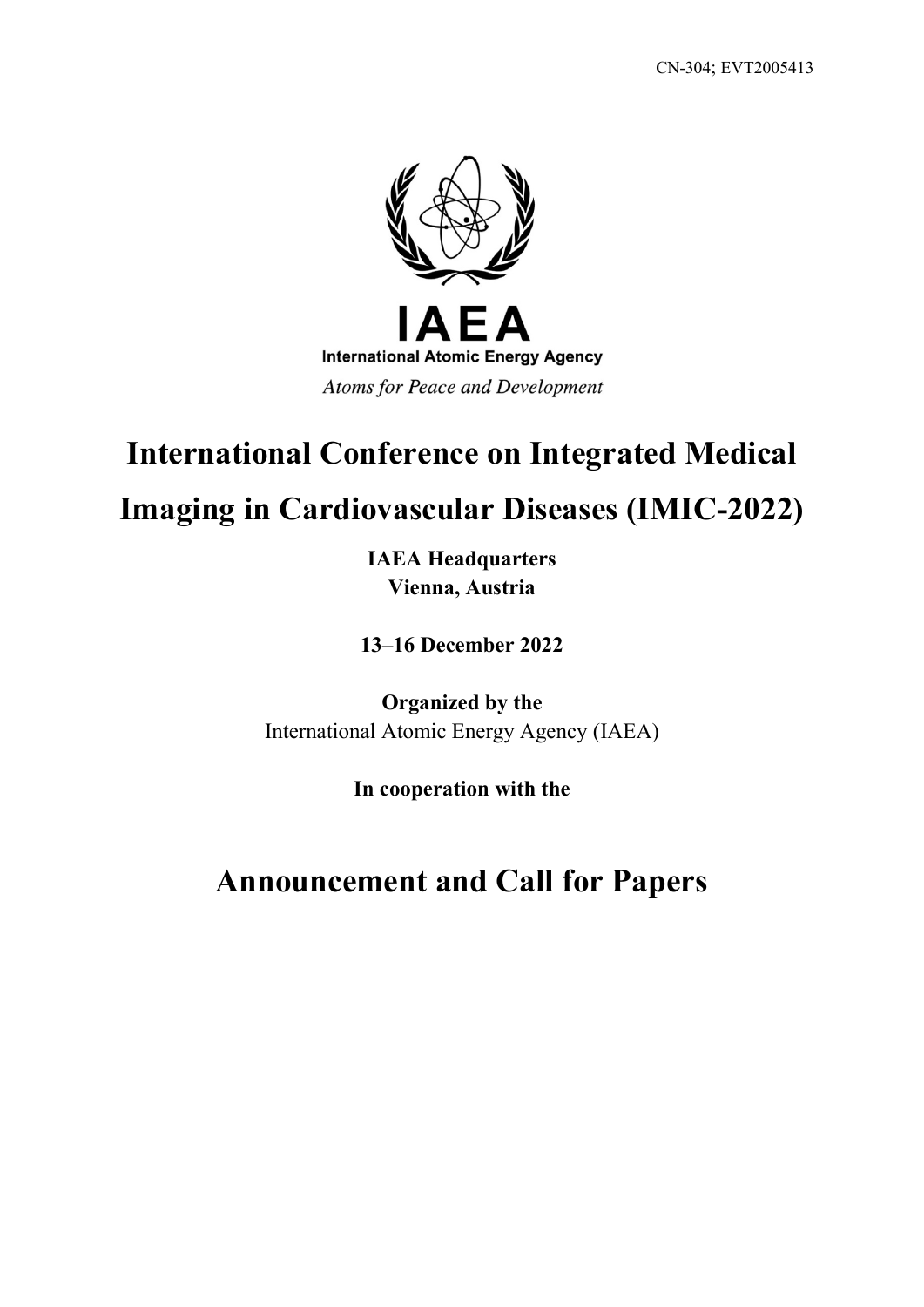CN-304; EVT2005413

**IAEA**

**International Atomic Energy Agency**

*Atoms for Peace and Development*

# International Conference on Integrated Medical Imaging in Cardiovascular Diseases (IMIC-2022)

**IAEA Headquarters**
**Vienna, Austria**

**13–16 December 2022**

**Organized by the**
International Atomic Energy Agency (IAEA)

**In cooperation with the**

# Announcement and Call for Papers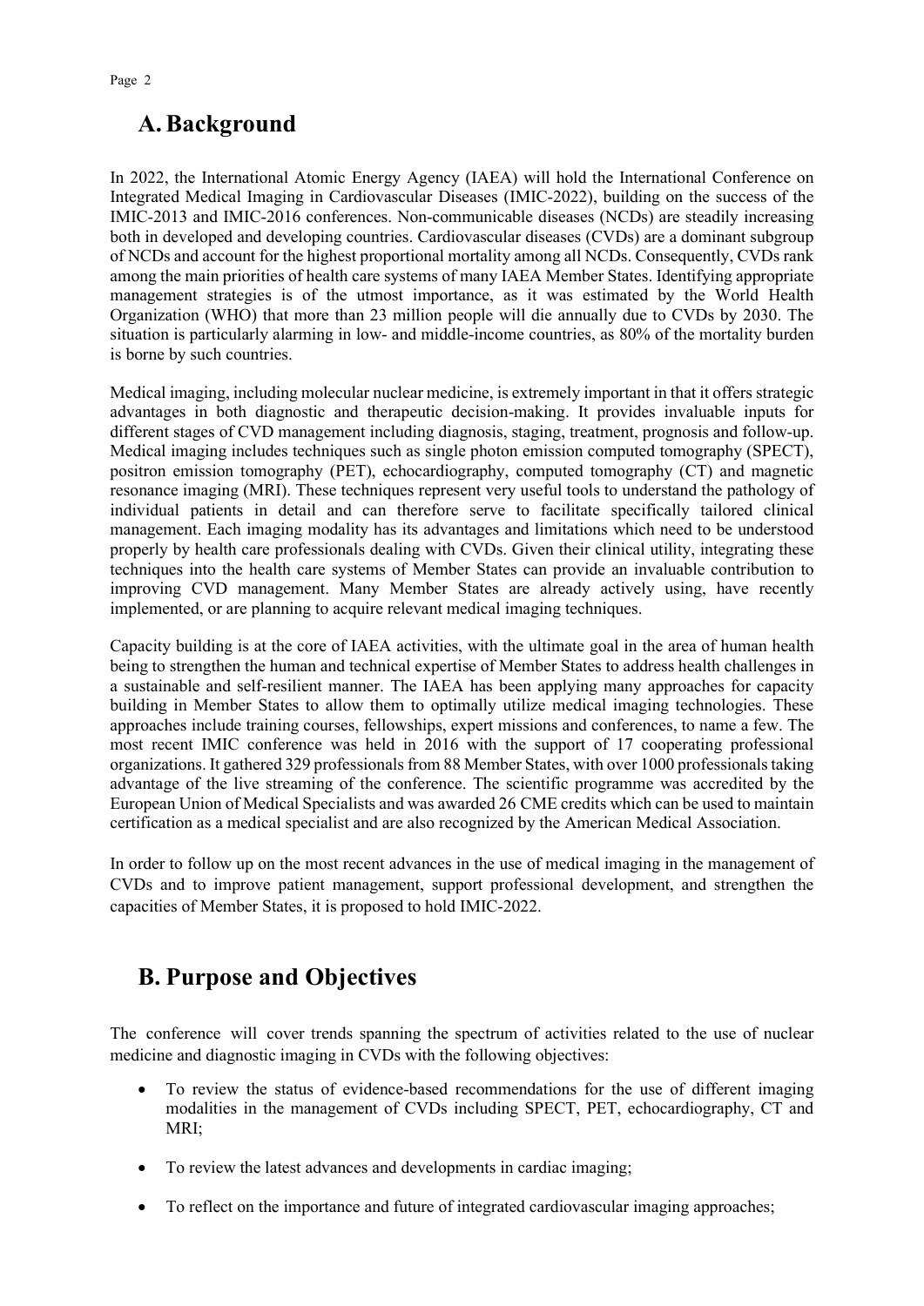## A. Background

In 2022, the International Atomic Energy Agency (IAEA) will hold the International Conference on Integrated Medical Imaging in Cardiovascular Diseases (IMIC-2022), building on the success of the IMIC-2013 and IMIC-2016 conferences. Non-communicable diseases (NCDs) are steadily increasing both in developed and developing countries. Cardiovascular diseases (CVDs) are a dominant subgroup of NCDs and account for the highest proportional mortality among all NCDs. Consequently, CVDs rank among the main priorities of health care systems of many IAEA Member States. Identifying appropriate management strategies is of the utmost importance, as it was estimated by the World Health Organization (WHO) that more than 23 million people will die annually due to CVDs by 2030. The situation is particularly alarming in low- and middle-income countries, as 80% of the mortality burden is borne by such countries.

Medical imaging, including molecular nuclear medicine, is extremely important in that it offers strategic advantages in both diagnostic and therapeutic decision-making. It provides invaluable inputs for different stages of CVD management including diagnosis, staging, treatment, prognosis and follow-up. Medical imaging includes techniques such as single photon emission computed tomography (SPECT), positron emission tomography (PET), echocardiography, computed tomography (CT) and magnetic resonance imaging (MRI). These techniques represent very useful tools to understand the pathology of individual patients in detail and can therefore serve to facilitate specifically tailored clinical management. Each imaging modality has its advantages and limitations which need to be understood properly by health care professionals dealing with CVDs. Given their clinical utility, integrating these techniques into the health care systems of Member States can provide an invaluable contribution to improving CVD management. Many Member States are already actively using, have recently implemented, or are planning to acquire relevant medical imaging techniques.

Capacity building is at the core of IAEA activities, with the ultimate goal in the area of human health being to strengthen the human and technical expertise of Member States to address health challenges in a sustainable and self-resilient manner. The IAEA has been applying many approaches for capacity building in Member States to allow them to optimally utilize medical imaging technologies. These approaches include training courses, fellowships, expert missions and conferences, to name a few. The most recent IMIC conference was held in 2016 with the support of 17 cooperating professional organizations. It gathered 329 professionals from 88 Member States, with over 1000 professionals taking advantage of the live streaming of the conference. The scientific programme was accredited by the European Union of Medical Specialists and was awarded 26 CME credits which can be used to maintain certification as a medical specialist and are also recognized by the American Medical Association.

In order to follow up on the most recent advances in the use of medical imaging in the management of CVDs and to improve patient management, support professional development, and strengthen the capacities of Member States, it is proposed to hold IMIC-2022.

## B. Purpose and Objectives

The conference will cover trends spanning the spectrum of activities related to the use of nuclear medicine and diagnostic imaging in CVDs with the following objectives:

- To review the status of evidence-based recommendations for the use of different imaging modalities in the management of CVDs including SPECT, PET, echocardiography, CT and MRI;
- To review the latest advances and developments in cardiac imaging;
- To reflect on the importance and future of integrated cardiovascular imaging approaches;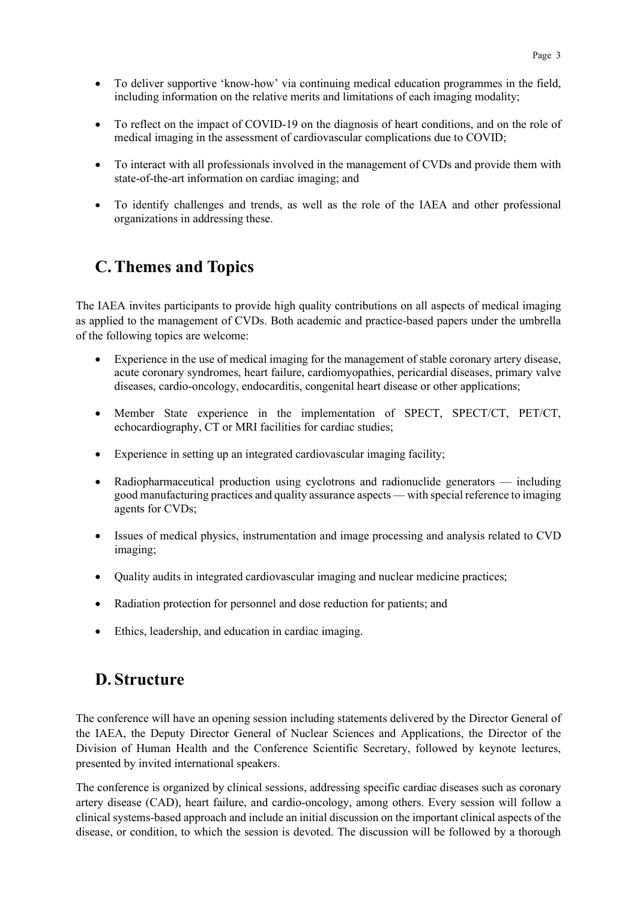- To deliver supportive 'know-how' via continuing medical education programmes in the field, including information on the relative merits and limitations of each imaging modality;
- To reflect on the impact of COVID-19 on the diagnosis of heart conditions, and on the role of medical imaging in the assessment of cardiovascular complications due to COVID;
- To interact with all professionals involved in the management of CVDs and provide them with state-of-the-art information on cardiac imaging; and
- To identify challenges and trends, as well as the role of the IAEA and other professional organizations in addressing these.

## C. Themes and Topics

The IAEA invites participants to provide high quality contributions on all aspects of medical imaging as applied to the management of CVDs. Both academic and practice-based papers under the umbrella of the following topics are welcome:

- Experience in the use of medical imaging for the management of stable coronary artery disease, acute coronary syndromes, heart failure, cardiomyopathies, pericardial diseases, primary valve diseases, cardio-oncology, endocarditis, congenital heart disease or other applications;
- Member State experience in the implementation of SPECT, SPECT/CT, PET/CT, echocardiography, CT or MRI facilities for cardiac studies;
- Experience in setting up an integrated cardiovascular imaging facility;
- Radiopharmaceutical production using cyclotrons and radionuclide generators — including good manufacturing practices and quality assurance aspects — with special reference to imaging agents for CVDs;
- Issues of medical physics, instrumentation and image processing and analysis related to CVD imaging;
- Quality audits in integrated cardiovascular imaging and nuclear medicine practices;
- Radiation protection for personnel and dose reduction for patients; and
- Ethics, leadership, and education in cardiac imaging.

## D. Structure

The conference will have an opening session including statements delivered by the Director General of the IAEA, the Deputy Director General of Nuclear Sciences and Applications, the Director of the Division of Human Health and the Conference Scientific Secretary, followed by keynote lectures, presented by invited international speakers.

The conference is organized by clinical sessions, addressing specific cardiac diseases such as coronary artery disease (CAD), heart failure, and cardio-oncology, among others. Every session will follow a clinical systems-based approach and include an initial discussion on the important clinical aspects of the disease, or condition, to which the session is devoted. The discussion will be followed by a thorough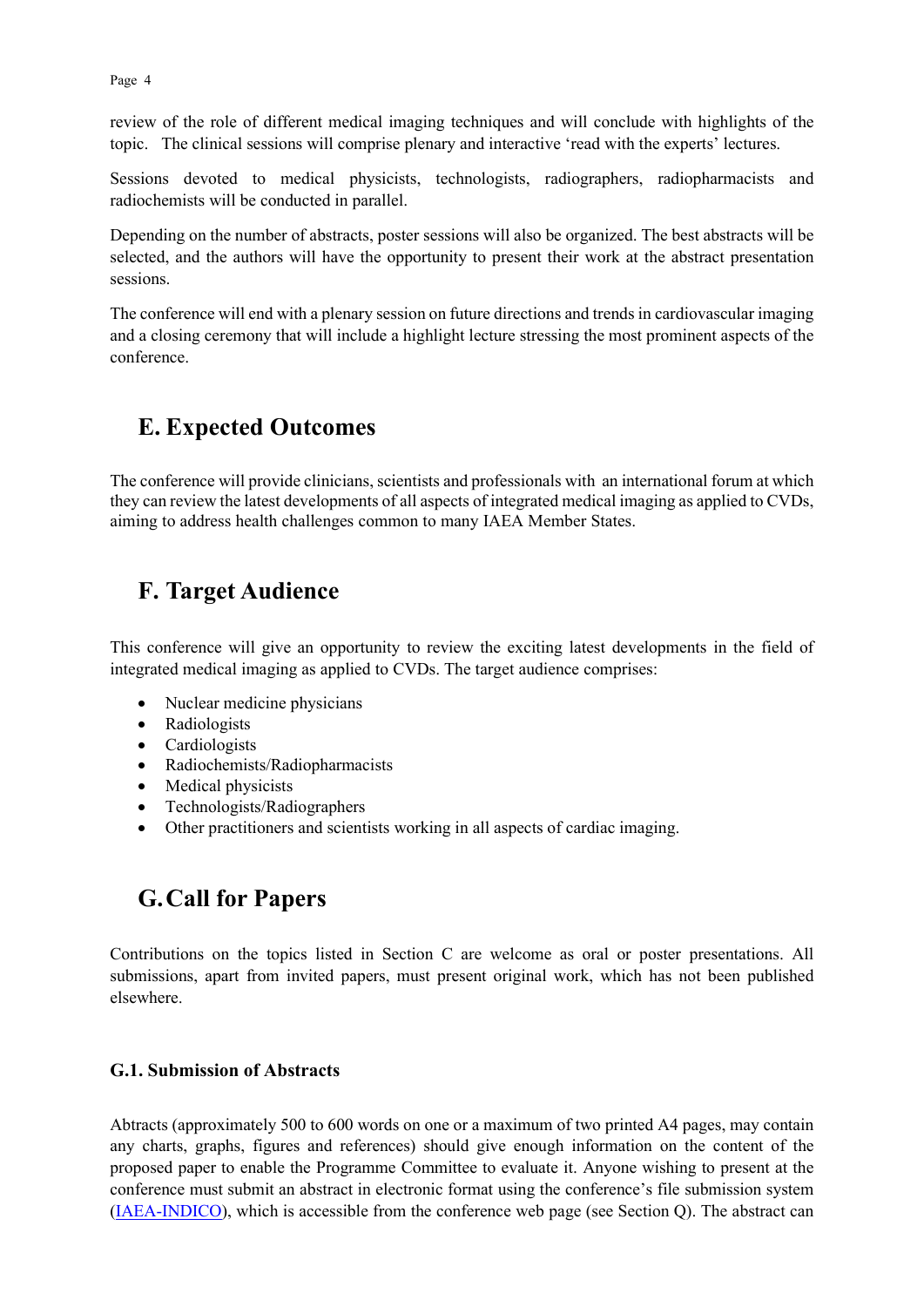review of the role of different medical imaging techniques and will conclude with highlights of the topic. The clinical sessions will comprise plenary and interactive 'read with the experts' lectures.

Sessions devoted to medical physicists, technologists, radiographers, radiopharmacists and radiochemists will be conducted in parallel.

Depending on the number of abstracts, poster sessions will also be organized. The best abstracts will be selected, and the authors will have the opportunity to present their work at the abstract presentation sessions.

The conference will end with a plenary session on future directions and trends in cardiovascular imaging and a closing ceremony that will include a highlight lecture stressing the most prominent aspects of the conference.

## E. Expected Outcomes

The conference will provide clinicians, scientists and professionals with an international forum at which they can review the latest developments of all aspects of integrated medical imaging as applied to CVDs, aiming to address health challenges common to many IAEA Member States.

## F. Target Audience

This conference will give an opportunity to review the exciting latest developments in the field of integrated medical imaging as applied to CVDs. The target audience comprises:

- Nuclear medicine physicians
- Radiologists
- Cardiologists
- Radiochemists/Radiopharmacists
- Medical physicists
- Technologists/Radiographers
- Other practitioners and scientists working in all aspects of cardiac imaging.

## G. Call for Papers

Contributions on the topics listed in Section C are welcome as oral or poster presentations. All submissions, apart from invited papers, must present original work, which has not been published elsewhere.

### G.1. Submission of Abstracts

Abtracts (approximately 500 to 600 words on one or a maximum of two printed A4 pages, may contain any charts, graphs, figures and references) should give enough information on the content of the proposed paper to enable the Programme Committee to evaluate it. Anyone wishing to present at the conference must submit an abstract in electronic format using the conference's file submission system (IAEA-INDICO), which is accessible from the conference web page (see Section Q). The abstract can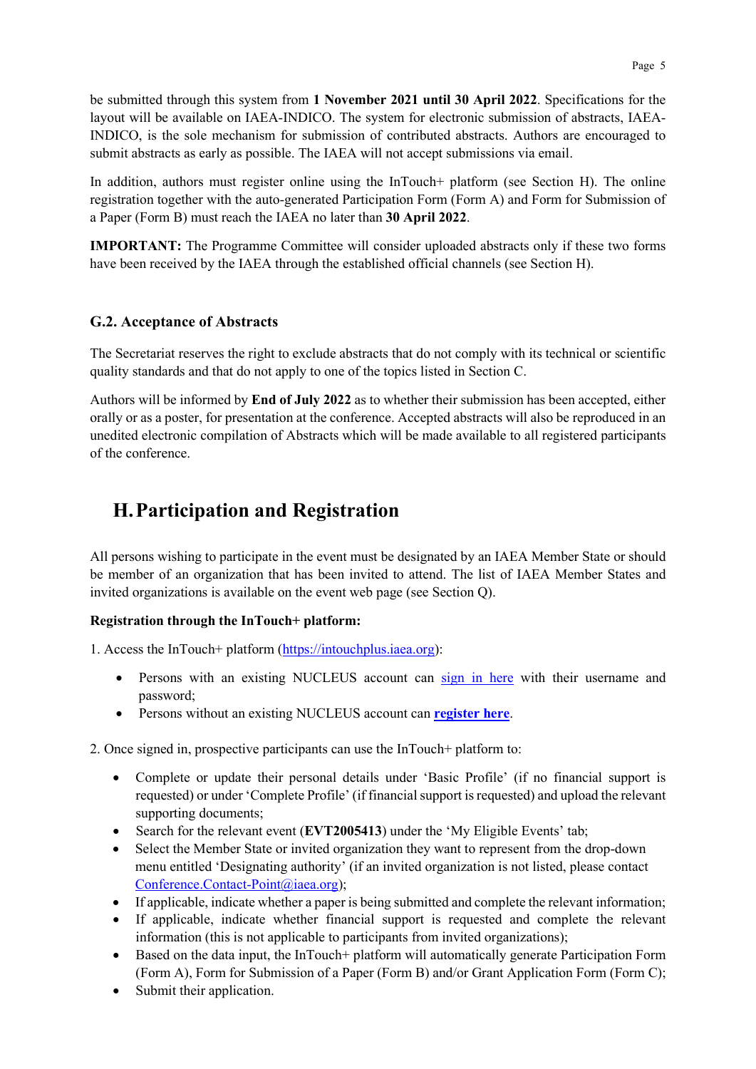be submitted through this system from **1 November 2021 until 30 April 2022**. Specifications for the layout will be available on IAEA-INDICO. The system for electronic submission of abstracts, IAEA-INDICO, is the sole mechanism for submission of contributed abstracts. Authors are encouraged to submit abstracts as early as possible. The IAEA will not accept submissions via email.

In addition, authors must register online using the InTouch+ platform (see Section H). The online registration together with the auto-generated Participation Form (Form A) and Form for Submission of a Paper (Form B) must reach the IAEA no later than **30 April 2022**.

**IMPORTANT:** The Programme Committee will consider uploaded abstracts only if these two forms have been received by the IAEA through the established official channels (see Section H).

### G.2. Acceptance of Abstracts

The Secretariat reserves the right to exclude abstracts that do not comply with its technical or scientific quality standards and that do not apply to one of the topics listed in Section C.

Authors will be informed by **End of July 2022** as to whether their submission has been accepted, either orally or as a poster, for presentation at the conference. Accepted abstracts will also be reproduced in an unedited electronic compilation of Abstracts which will be made available to all registered participants of the conference.

## H. Participation and Registration

All persons wishing to participate in the event must be designated by an IAEA Member State or should be member of an organization that has been invited to attend. The list of IAEA Member States and invited organizations is available on the event web page (see Section Q).

**Registration through the InTouch+ platform:**

1. Access the InTouch+ platform (https://intouchplus.iaea.org):

- Persons with an existing NUCLEUS account can sign in here with their username and password;
- Persons without an existing NUCLEUS account can **register here**.

2. Once signed in, prospective participants can use the InTouch+ platform to:

- Complete or update their personal details under 'Basic Profile' (if no financial support is requested) or under 'Complete Profile' (if financial support is requested) and upload the relevant supporting documents;
- Search for the relevant event (**EVT2005413**) under the 'My Eligible Events' tab;
- Select the Member State or invited organization they want to represent from the drop-down menu entitled 'Designating authority' (if an invited organization is not listed, please contact Conference.Contact-Point@iaea.org);
- If applicable, indicate whether a paper is being submitted and complete the relevant information;
- If applicable, indicate whether financial support is requested and complete the relevant information (this is not applicable to participants from invited organizations);
- Based on the data input, the InTouch+ platform will automatically generate Participation Form (Form A), Form for Submission of a Paper (Form B) and/or Grant Application Form (Form C);
- Submit their application.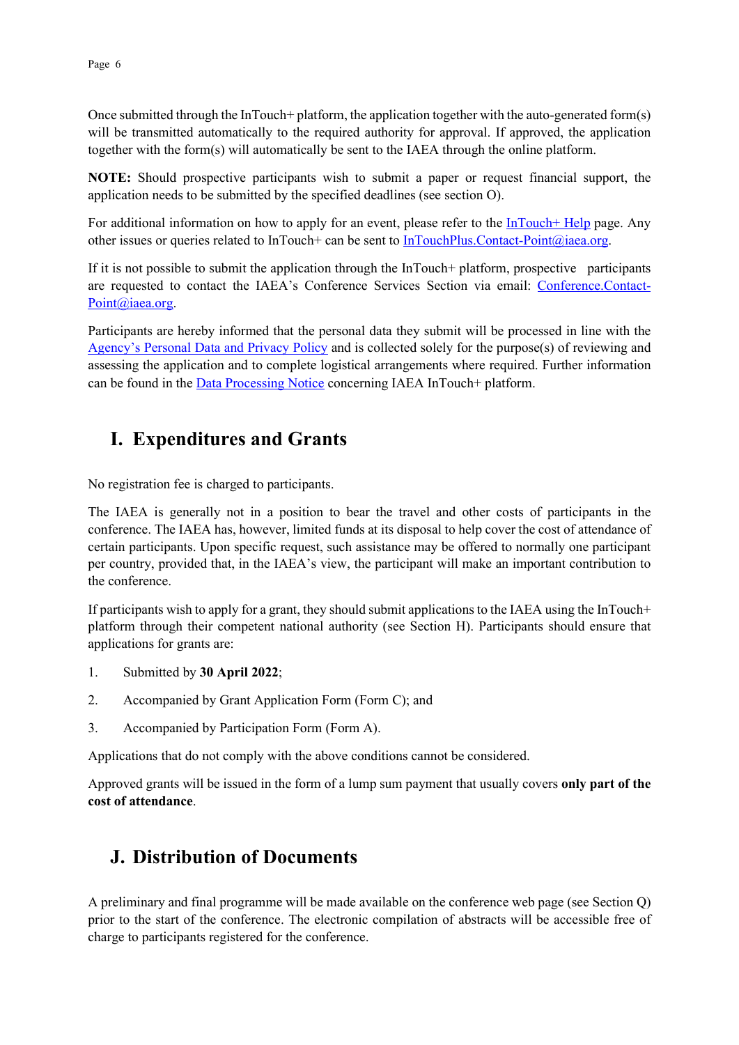Once submitted through the InTouch+ platform, the application together with the auto-generated form(s) will be transmitted automatically to the required authority for approval. If approved, the application together with the form(s) will automatically be sent to the IAEA through the online platform.

**NOTE:** Should prospective participants wish to submit a paper or request financial support, the application needs to be submitted by the specified deadlines (see section O).

For additional information on how to apply for an event, please refer to the InTouch+ Help page. Any other issues or queries related to InTouch+ can be sent to InTouchPlus.Contact-Point@iaea.org.

If it is not possible to submit the application through the InTouch+ platform, prospective participants are requested to contact the IAEA's Conference Services Section via email: Conference.Contact-Point@iaea.org.

Participants are hereby informed that the personal data they submit will be processed in line with the Agency's Personal Data and Privacy Policy and is collected solely for the purpose(s) of reviewing and assessing the application and to complete logistical arrangements where required. Further information can be found in the Data Processing Notice concerning IAEA InTouch+ platform.

## I. Expenditures and Grants

No registration fee is charged to participants.

The IAEA is generally not in a position to bear the travel and other costs of participants in the conference. The IAEA has, however, limited funds at its disposal to help cover the cost of attendance of certain participants. Upon specific request, such assistance may be offered to normally one participant per country, provided that, in the IAEA's view, the participant will make an important contribution to the conference.

If participants wish to apply for a grant, they should submit applications to the IAEA using the InTouch+ platform through their competent national authority (see Section H). Participants should ensure that applications for grants are:

1. Submitted by **30 April 2022**;
2. Accompanied by Grant Application Form (Form C); and
3. Accompanied by Participation Form (Form A).

Applications that do not comply with the above conditions cannot be considered.

Approved grants will be issued in the form of a lump sum payment that usually covers **only part of the cost of attendance**.

## J. Distribution of Documents

A preliminary and final programme will be made available on the conference web page (see Section Q) prior to the start of the conference. The electronic compilation of abstracts will be accessible free of charge to participants registered for the conference.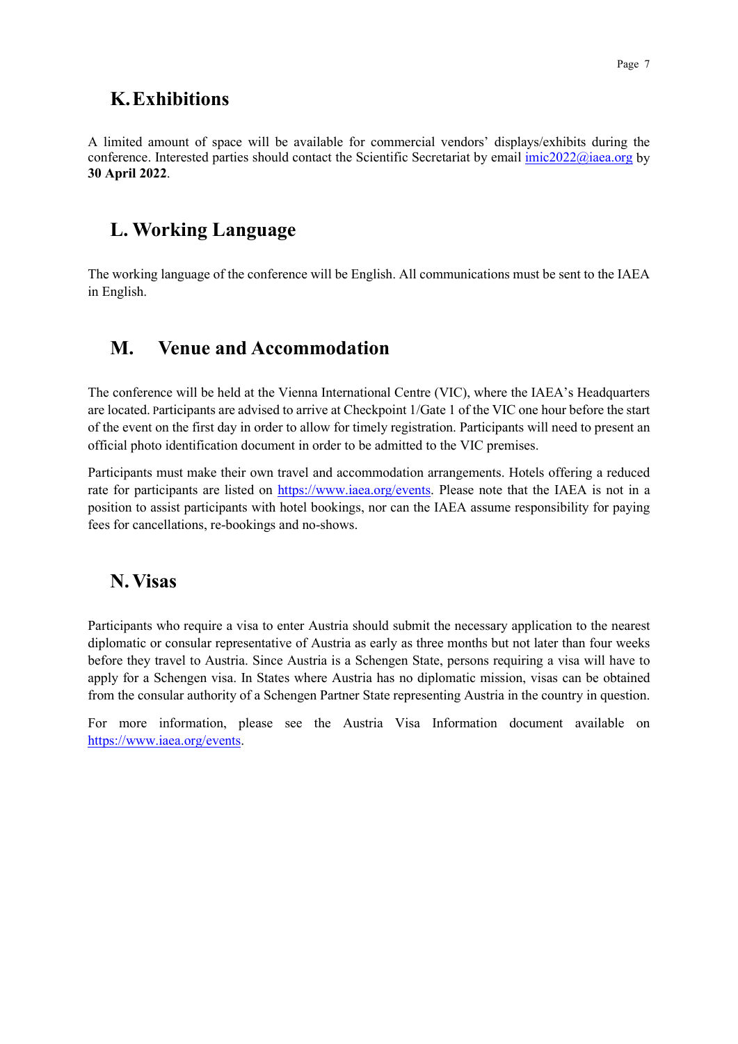## K. Exhibitions

A limited amount of space will be available for commercial vendors' displays/exhibits during the conference. Interested parties should contact the Scientific Secretariat by email imic2022@iaea.org by **30 April 2022**.

## L. Working Language

The working language of the conference will be English. All communications must be sent to the IAEA in English.

## M. Venue and Accommodation

The conference will be held at the Vienna International Centre (VIC), where the IAEA's Headquarters are located. Participants are advised to arrive at Checkpoint 1/Gate 1 of the VIC one hour before the start of the event on the first day in order to allow for timely registration. Participants will need to present an official photo identification document in order to be admitted to the VIC premises.

Participants must make their own travel and accommodation arrangements. Hotels offering a reduced rate for participants are listed on https://www.iaea.org/events. Please note that the IAEA is not in a position to assist participants with hotel bookings, nor can the IAEA assume responsibility for paying fees for cancellations, re-bookings and no-shows.

## N. Visas

Participants who require a visa to enter Austria should submit the necessary application to the nearest diplomatic or consular representative of Austria as early as three months but not later than four weeks before they travel to Austria. Since Austria is a Schengen State, persons requiring a visa will have to apply for a Schengen visa. In States where Austria has no diplomatic mission, visas can be obtained from the consular authority of a Schengen Partner State representing Austria in the country in question.

For more information, please see the Austria Visa Information document available on https://www.iaea.org/events.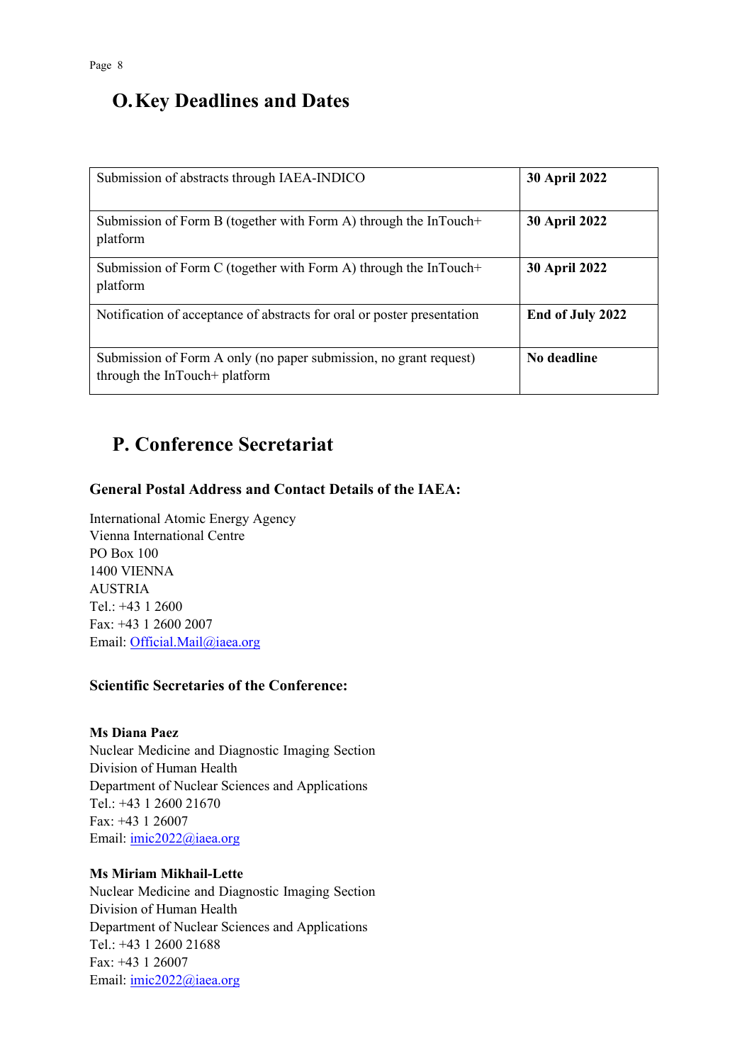## O. Key Deadlines and Dates

| | |
|---|---|
| Submission of abstracts through IAEA-INDICO | **30 April 2022** |
| Submission of Form B (together with Form A) through the InTouch+ platform | **30 April 2022** |
| Submission of Form C (together with Form A) through the InTouch+ platform | **30 April 2022** |
| Notification of acceptance of abstracts for oral or poster presentation | **End of July 2022** |
| Submission of Form A only (no paper submission, no grant request) through the InTouch+ platform | **No deadline** |

## P. Conference Secretariat

### General Postal Address and Contact Details of the IAEA:

International Atomic Energy Agency
Vienna International Centre
PO Box 100
1400 VIENNA
AUSTRIA
Tel.: +43 1 2600
Fax: +43 1 2600 2007
Email: Official.Mail@iaea.org

### Scientific Secretaries of the Conference:

**Ms Diana Paez**
Nuclear Medicine and Diagnostic Imaging Section
Division of Human Health
Department of Nuclear Sciences and Applications
Tel.: +43 1 2600 21670
Fax: +43 1 26007
Email: imic2022@iaea.org

**Ms Miriam Mikhail-Lette**
Nuclear Medicine and Diagnostic Imaging Section
Division of Human Health
Department of Nuclear Sciences and Applications
Tel.: +43 1 2600 21688
Fax: +43 1 26007
Email: imic2022@iaea.org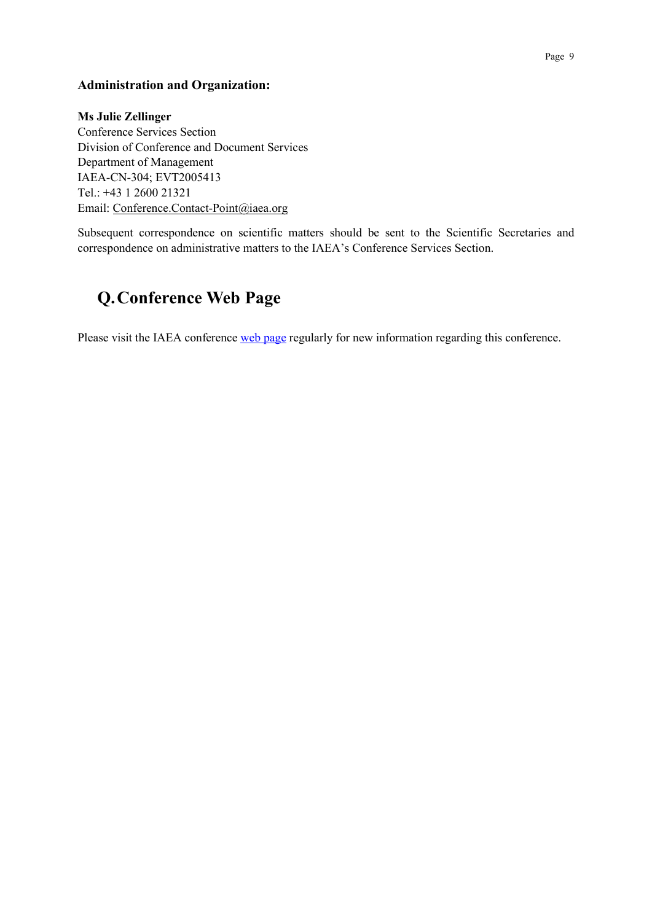**Administration and Organization:**

**Ms Julie Zellinger**
Conference Services Section
Division of Conference and Document Services
Department of Management
IAEA-CN-304; EVT2005413
Tel.: +43 1 2600 21321
Email: Conference.Contact-Point@iaea.org

Subsequent correspondence on scientific matters should be sent to the Scientific Secretaries and correspondence on administrative matters to the IAEA's Conference Services Section.

## Q. Conference Web Page

Please visit the IAEA conference web page regularly for new information regarding this conference.